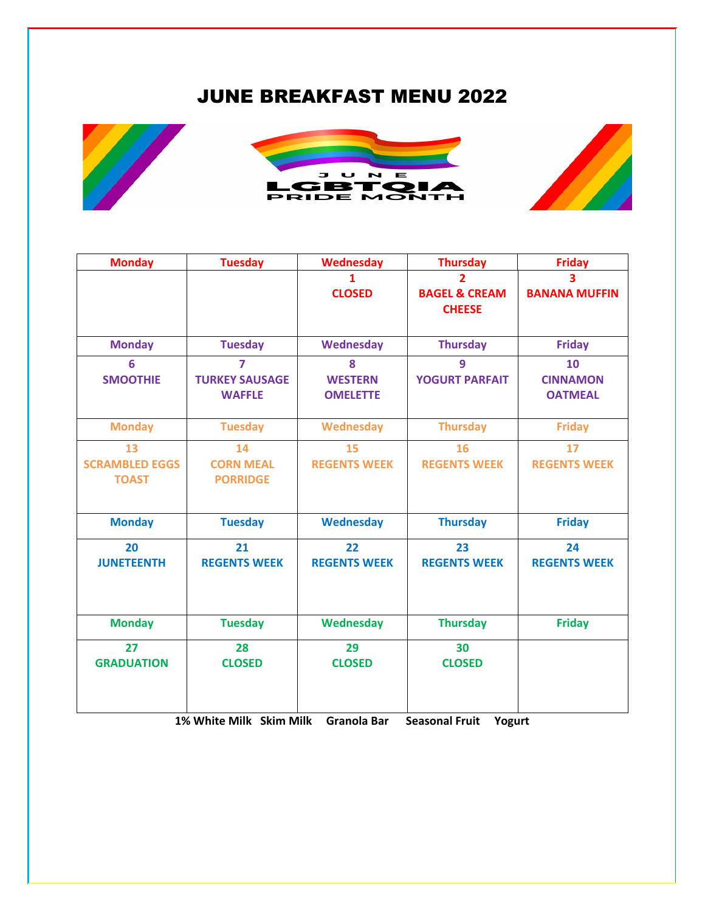# JUNE BREAKFAST MENU 2022

JUNE
LGBTQIA
PRIDE MONTH

| Monday | Tuesday | Wednesday | Thursday | Friday |
|---|---|---|---|---|
| | | 1<br>CLOSED | 2<br>BAGEL & CREAM CHEESE | 3<br>BANANA MUFFIN |
| **Monday** | **Tuesday** | **Wednesday** | **Thursday** | **Friday** |
| 6<br>SMOOTHIE | 7<br>TURKEY SAUSAGE WAFFLE | 8<br>WESTERN OMELETTE | 9<br>YOGURT PARFAIT | 10<br>CINNAMON OATMEAL |
| **Monday** | **Tuesday** | **Wednesday** | **Thursday** | **Friday** |
| 13<br>SCRAMBLED EGGS TOAST | 14<br>CORN MEAL PORRIDGE | 15<br>REGENTS WEEK | 16<br>REGENTS WEEK | 17<br>REGENTS WEEK |
| **Monday** | **Tuesday** | **Wednesday** | **Thursday** | **Friday** |
| 20<br>JUNETEENTH | 21<br>REGENTS WEEK | 22<br>REGENTS WEEK | 23<br>REGENTS WEEK | 24<br>REGENTS WEEK |
| **Monday** | **Tuesday** | **Wednesday** | **Thursday** | **Friday** |
| 27<br>GRADUATION | 28<br>CLOSED | 29<br>CLOSED | 30<br>CLOSED | |

**1% White Milk Skim Milk Granola Bar Seasonal Fruit Yogurt**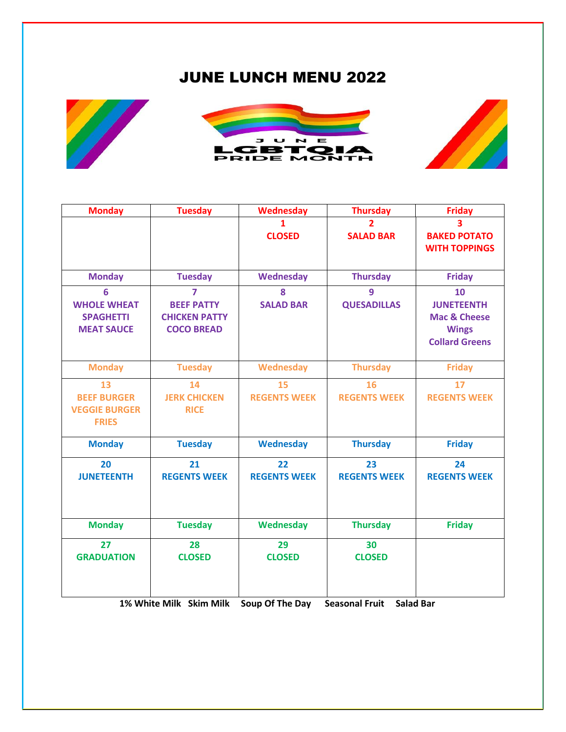# JUNE LUNCH MENU 2022

JUNE
LGBTQIA
PRIDE MONTH

| Monday | Tuesday | Wednesday | Thursday | Friday |
|---|---|---|---|---|
| | | 1<br>CLOSED | 2<br>SALAD BAR | 3<br>BAKED POTATO WITH TOPPINGS |
| **Monday** | **Tuesday** | **Wednesday** | **Thursday** | **Friday** |
| 6<br>WHOLE WHEAT SPAGHETTI MEAT SAUCE | 7<br>BEEF PATTY CHICKEN PATTY COCO BREAD | 8<br>SALAD BAR | 9<br>QUESADILLAS | 10<br>JUNETEENTH<br>Mac & Cheese<br>Wings<br>Collard Greens |
| **Monday** | **Tuesday** | **Wednesday** | **Thursday** | **Friday** |
| 13<br>BEEF BURGER<br>VEGGIE BURGER<br>FRIES | 14<br>JERK CHICKEN<br>RICE | 15<br>REGENTS WEEK | 16<br>REGENTS WEEK | 17<br>REGENTS WEEK |
| **Monday** | **Tuesday** | **Wednesday** | **Thursday** | **Friday** |
| 20<br>JUNETEENTH | 21<br>REGENTS WEEK | 22<br>REGENTS WEEK | 23<br>REGENTS WEEK | 24<br>REGENTS WEEK |
| **Monday** | **Tuesday** | **Wednesday** | **Thursday** | **Friday** |
| 27<br>GRADUATION | 28<br>CLOSED | 29<br>CLOSED | 30<br>CLOSED | |

**1% White Milk   Skim Milk   Soup Of The Day   Seasonal Fruit   Salad Bar**